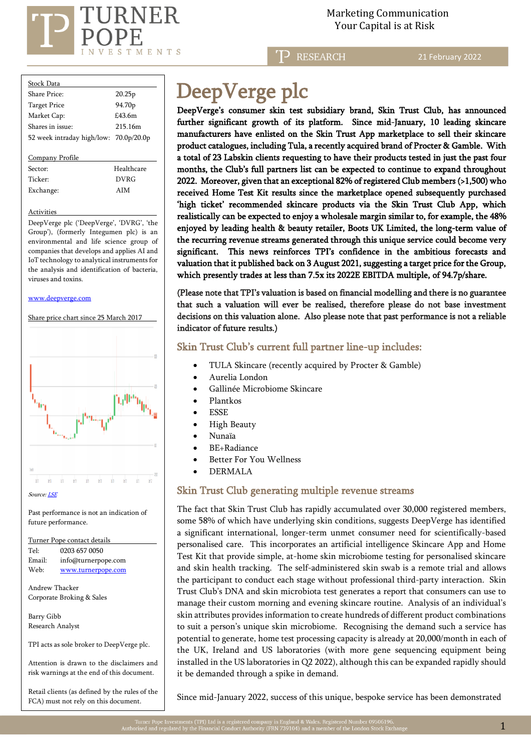Marketing Communication
Your Capital is at Risk

RESEARCH

21 February 2022

# DeepVerge plc

**DeepVerge's consumer skin test subsidiary brand, Skin Trust Club, has announced further significant growth of its platform. Since mid-January, 10 leading skincare manufacturers have enlisted on the Skin Trust App marketplace to sell their skincare product catalogues, including Tula, a recently acquired brand of Procter & Gamble. With a total of 23 Labskin clients requesting to have their products tested in just the past four months, the Club's full partners list can be expected to continue to expand throughout 2022. Moreover, given that an exceptional 82% of registered Club members (>1,500) who received Home Test Kit results since the marketplace opened subsequently purchased 'high ticket' recommended skincare products via the Skin Trust Club App, which realistically can be expected to enjoy a wholesale margin similar to, for example, the 48% enjoyed by leading health & beauty retailer, Boots UK Limited, the long-term value of the recurring revenue streams generated through this unique service could become very significant. This news reinforces TPI's confidence in the ambitious forecasts and valuation that it published back on 3 August 2021, suggesting a target price for the Group, which presently trades at less than 7.5x its 2022E EBITDA multiple, of 94.7p/share.**

**(Please note that TPI's valuation is based on financial modelling and there is no guarantee that such a valuation will ever be realised, therefore please do not base investment decisions on this valuation alone. Also please note that past performance is not a reliable indicator of future results.)**

## Skin Trust Club's current full partner line-up includes:

- TULA Skincare (recently acquired by Procter & Gamble)
- Aurelia London
- Gallinée Microbiome Skincare
- Plantkos
- ESSE
- High Beauty
- Nunaïa
- BE+Radiance
- Better For You Wellness
- DERMALA

## Skin Trust Club generating multiple revenue streams

The fact that Skin Trust Club has rapidly accumulated over 30,000 registered members, some 58% of which have underlying skin conditions, suggests DeepVerge has identified a significant international, longer-term unmet consumer need for scientifically-based personalised care. This incorporates an artificial intelligence Skincare App and Home Test Kit that provide simple, at-home skin microbiome testing for personalised skincare and skin health tracking. The self-administered skin swab is a remote trial and allows the participant to conduct each stage without professional third-party interaction. Skin Trust Club's DNA and skin microbiota test generates a report that consumers can use to manage their custom morning and evening skincare routine. Analysis of an individual's skin attributes provides information to create hundreds of different product combinations to suit a person's unique skin microbiome. Recognising the demand such a service has potential to generate, home test processing capacity is already at 20,000/month in each of the UK, Ireland and US laboratories (with more gene sequencing equipment being installed in the US laboratories in Q2 2022), although this can be expanded rapidly should it be demanded through a spike in demand.

Since mid-January 2022, success of this unique, bespoke service has been demonstrated

---

**Stock Data**

| | |
|---|---|
| Share Price: | 20.25p |
| Target Price | 94.70p |
| Market Cap: | £43.6m |
| Shares in issue: | 215.16m |
| 52 week intraday high/low: | 70.0p/20.0p |

**Company Profile**

| | |
|---|---|
| Sector: | Healthcare |
| Ticker: | DVRG |
| Exchange: | AIM |

**Activities**

DeepVerge plc ('DeepVerge', 'DVRG', 'the Group'), (formerly Integumen plc) is an environmental and life science group of companies that develops and applies AI and IoT technology to analytical instruments for the analysis and identification of bacteria, viruses and toxins.

www.deepverge.com

Share price chart since 25 March 2017

*Source: LSE*

Past performance is not an indication of future performance.

**Turner Pope contact details**

| | |
|---|---|
| Tel: | 0203 657 0050 |
| Email: | info@turnerpope.com |
| Web: | www.turnerpope.com |

Andrew Thacker
Corporate Broking & Sales

Barry Gibb
Research Analyst

TPI acts as sole broker to DeepVerge plc.

Attention is drawn to the disclaimers and risk warnings at the end of this document.

Retail clients (as defined by the rules of the FCA) must not rely on this document.

Turner Pope Investments (TPI) Ltd is a registered company in England & Wales. Registered Number 09506196.
Authorised and regulated by the Financial Conduct Authority (FRN 739104) and a member of the London Stock Exchange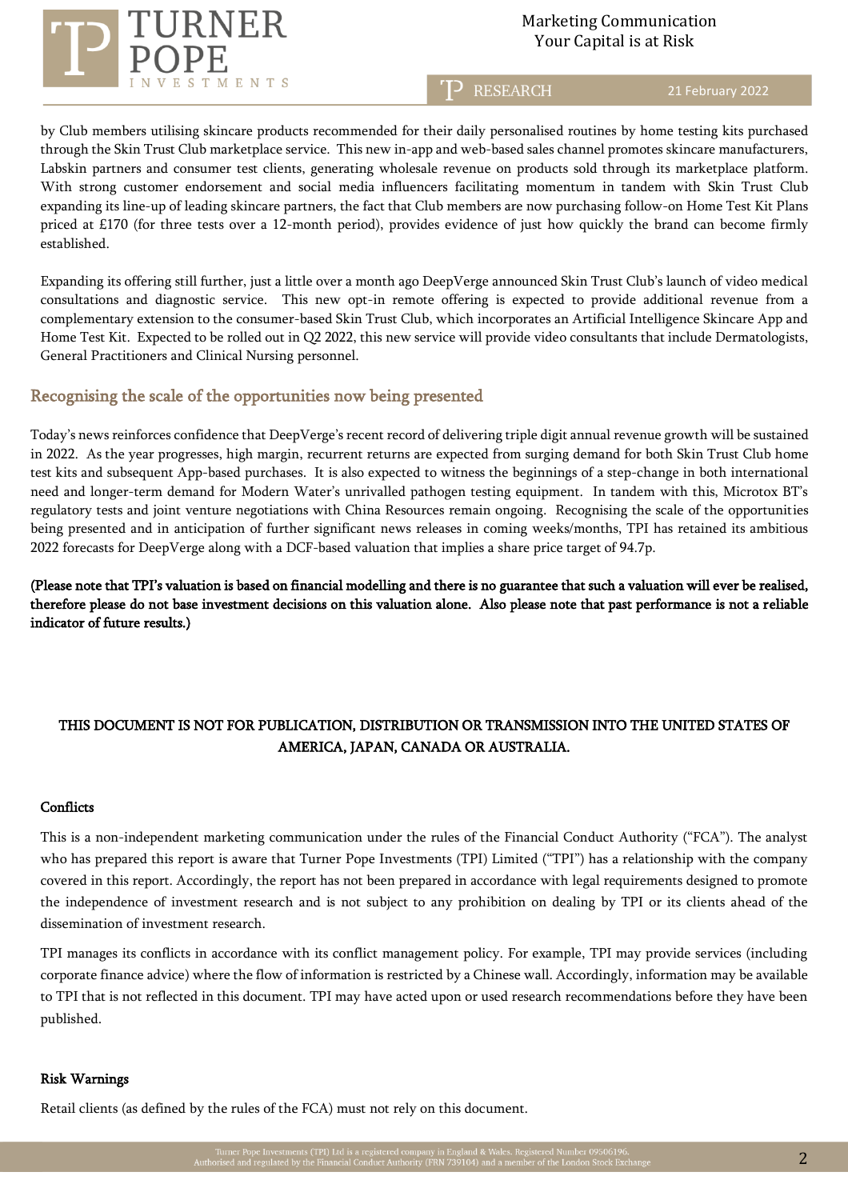by Club members utilising skincare products recommended for their daily personalised routines by home testing kits purchased through the Skin Trust Club marketplace service. This new in-app and web-based sales channel promotes skincare manufacturers, Labskin partners and consumer test clients, generating wholesale revenue on products sold through its marketplace platform. With strong customer endorsement and social media influencers facilitating momentum in tandem with Skin Trust Club expanding its line-up of leading skincare partners, the fact that Club members are now purchasing follow-on Home Test Kit Plans priced at £170 (for three tests over a 12-month period), provides evidence of just how quickly the brand can become firmly established.

Expanding its offering still further, just a little over a month ago DeepVerge announced Skin Trust Club's launch of video medical consultations and diagnostic service. This new opt-in remote offering is expected to provide additional revenue from a complementary extension to the consumer-based Skin Trust Club, which incorporates an Artificial Intelligence Skincare App and Home Test Kit. Expected to be rolled out in Q2 2022, this new service will provide video consultants that include Dermatologists, General Practitioners and Clinical Nursing personnel.

## Recognising the scale of the opportunities now being presented

Today's news reinforces confidence that DeepVerge's recent record of delivering triple digit annual revenue growth will be sustained in 2022. As the year progresses, high margin, recurrent returns are expected from surging demand for both Skin Trust Club home test kits and subsequent App-based purchases. It is also expected to witness the beginnings of a step-change in both international need and longer-term demand for Modern Water's unrivalled pathogen testing equipment. In tandem with this, Microtox BT's regulatory tests and joint venture negotiations with China Resources remain ongoing. Recognising the scale of the opportunities being presented and in anticipation of further significant news releases in coming weeks/months, TPI has retained its ambitious 2022 forecasts for DeepVerge along with a DCF-based valuation that implies a share price target of 94.7p.

**(Please note that TPI's valuation is based on financial modelling and there is no guarantee that such a valuation will ever be realised, therefore please do not base investment decisions on this valuation alone. Also please note that past performance is not a reliable indicator of future results.)**

**THIS DOCUMENT IS NOT FOR PUBLICATION, DISTRIBUTION OR TRANSMISSION INTO THE UNITED STATES OF AMERICA, JAPAN, CANADA OR AUSTRALIA.**

### Conflicts

This is a non-independent marketing communication under the rules of the Financial Conduct Authority ("FCA"). The analyst who has prepared this report is aware that Turner Pope Investments (TPI) Limited ("TPI") has a relationship with the company covered in this report. Accordingly, the report has not been prepared in accordance with legal requirements designed to promote the independence of investment research and is not subject to any prohibition on dealing by TPI or its clients ahead of the dissemination of investment research.

TPI manages its conflicts in accordance with its conflict management policy. For example, TPI may provide services (including corporate finance advice) where the flow of information is restricted by a Chinese wall. Accordingly, information may be available to TPI that is not reflected in this document. TPI may have acted upon or used research recommendations before they have been published.

### Risk Warnings

Retail clients (as defined by the rules of the FCA) must not rely on this document.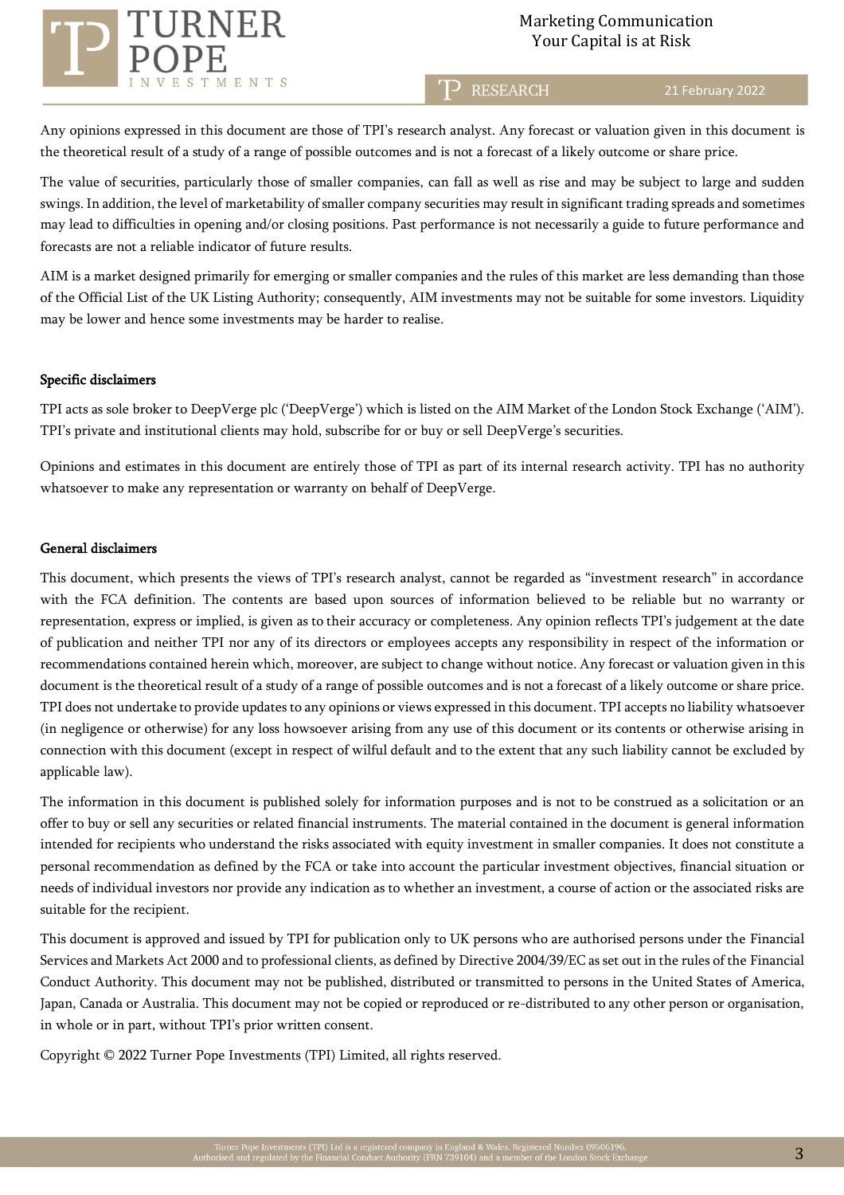Any opinions expressed in this document are those of TPI's research analyst. Any forecast or valuation given in this document is the theoretical result of a study of a range of possible outcomes and is not a forecast of a likely outcome or share price.

The value of securities, particularly those of smaller companies, can fall as well as rise and may be subject to large and sudden swings. In addition, the level of marketability of smaller company securities may result in significant trading spreads and sometimes may lead to difficulties in opening and/or closing positions. Past performance is not necessarily a guide to future performance and forecasts are not a reliable indicator of future results.

AIM is a market designed primarily for emerging or smaller companies and the rules of this market are less demanding than those of the Official List of the UK Listing Authority; consequently, AIM investments may not be suitable for some investors. Liquidity may be lower and hence some investments may be harder to realise.

**Specific disclaimers**

TPI acts as sole broker to DeepVerge plc ('DeepVerge') which is listed on the AIM Market of the London Stock Exchange ('AIM'). TPI's private and institutional clients may hold, subscribe for or buy or sell DeepVerge's securities.

Opinions and estimates in this document are entirely those of TPI as part of its internal research activity. TPI has no authority whatsoever to make any representation or warranty on behalf of DeepVerge.

**General disclaimers**

This document, which presents the views of TPI's research analyst, cannot be regarded as "investment research" in accordance with the FCA definition. The contents are based upon sources of information believed to be reliable but no warranty or representation, express or implied, is given as to their accuracy or completeness. Any opinion reflects TPI's judgement at the date of publication and neither TPI nor any of its directors or employees accepts any responsibility in respect of the information or recommendations contained herein which, moreover, are subject to change without notice. Any forecast or valuation given in this document is the theoretical result of a study of a range of possible outcomes and is not a forecast of a likely outcome or share price. TPI does not undertake to provide updates to any opinions or views expressed in this document. TPI accepts no liability whatsoever (in negligence or otherwise) for any loss howsoever arising from any use of this document or its contents or otherwise arising in connection with this document (except in respect of wilful default and to the extent that any such liability cannot be excluded by applicable law).

The information in this document is published solely for information purposes and is not to be construed as a solicitation or an offer to buy or sell any securities or related financial instruments. The material contained in the document is general information intended for recipients who understand the risks associated with equity investment in smaller companies. It does not constitute a personal recommendation as defined by the FCA or take into account the particular investment objectives, financial situation or needs of individual investors nor provide any indication as to whether an investment, a course of action or the associated risks are suitable for the recipient.

This document is approved and issued by TPI for publication only to UK persons who are authorised persons under the Financial Services and Markets Act 2000 and to professional clients, as defined by Directive 2004/39/EC as set out in the rules of the Financial Conduct Authority. This document may not be published, distributed or transmitted to persons in the United States of America, Japan, Canada or Australia. This document may not be copied or reproduced or re-distributed to any other person or organisation, in whole or in part, without TPI's prior written consent.

Copyright © 2022 Turner Pope Investments (TPI) Limited, all rights reserved.